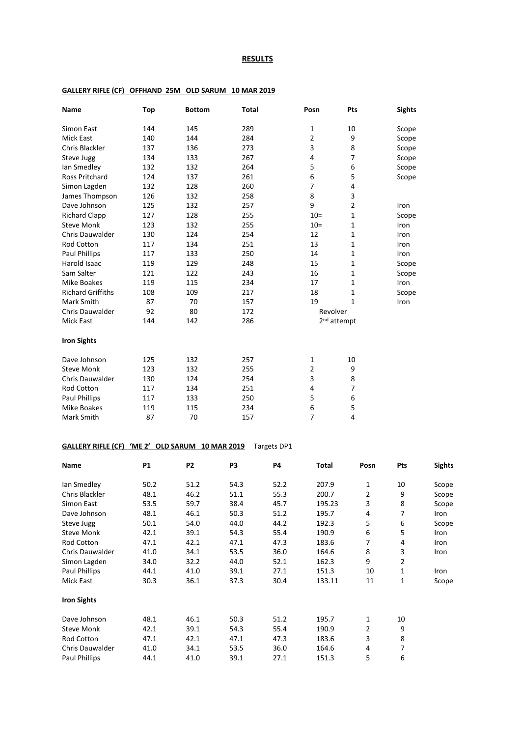# RESULTS

## GALLERY RIFLE (CF) OFFHAND 25M OLD SARUM 10 MAR 2019

| Name | Top | Bottom | Total | Posn | Pts | Sights |
|---|---|---|---|---|---|---|
| Simon East | 144 | 145 | 289 | 1 | 10 | Scope |
| Mick East | 140 | 144 | 284 | 2 | 9 | Scope |
| Chris Blackler | 137 | 136 | 273 | 3 | 8 | Scope |
| Steve Jugg | 134 | 133 | 267 | 4 | 7 | Scope |
| Ian Smedley | 132 | 132 | 264 | 5 | 6 | Scope |
| Ross Pritchard | 124 | 137 | 261 | 6 | 5 | Scope |
| Simon Lagden | 132 | 128 | 260 | 7 | 4 | |
| James Thompson | 126 | 132 | 258 | 8 | 3 | |
| Dave Johnson | 125 | 132 | 257 | 9 | 2 | Iron |
| Richard Clapp | 127 | 128 | 255 | 10= | 1 | Scope |
| Steve Monk | 123 | 132 | 255 | 10= | 1 | Iron |
| Chris Dauwalder | 130 | 124 | 254 | 12 | 1 | Iron |
| Rod Cotton | 117 | 134 | 251 | 13 | 1 | Iron |
| Paul Phillips | 117 | 133 | 250 | 14 | 1 | Iron |
| Harold Isaac | 119 | 129 | 248 | 15 | 1 | Scope |
| Sam Salter | 121 | 122 | 243 | 16 | 1 | Scope |
| Mike Boakes | 119 | 115 | 234 | 17 | 1 | Iron |
| Richard Griffiths | 108 | 109 | 217 | 18 | 1 | Scope |
| Mark Smith | 87 | 70 | 157 | 19 | 1 | Iron |
| Chris Dauwalder | 92 | 80 | 172 | Revolver | | |
| Mick East | 144 | 142 | 286 | 2nd attempt | | |

**Iron Sights**

| Name | Top | Bottom | Total | Posn | Pts |
|---|---|---|---|---|---|
| Dave Johnson | 125 | 132 | 257 | 1 | 10 |
| Steve Monk | 123 | 132 | 255 | 2 | 9 |
| Chris Dauwalder | 130 | 124 | 254 | 3 | 8 |
| Rod Cotton | 117 | 134 | 251 | 4 | 7 |
| Paul Phillips | 117 | 133 | 250 | 5 | 6 |
| Mike Boakes | 119 | 115 | 234 | 6 | 5 |
| Mark Smith | 87 | 70 | 157 | 7 | 4 |

## GALLERY RIFLE (CF) 'ME 2' OLD SARUM 10 MAR 2019 Targets DP1

| Name | P1 | P2 | P3 | P4 | Total | Posn | Pts | Sights |
|---|---|---|---|---|---|---|---|---|
| Ian Smedley | 50.2 | 51.2 | 54.3 | 52.2 | 207.9 | 1 | 10 | Scope |
| Chris Blackler | 48.1 | 46.2 | 51.1 | 55.3 | 200.7 | 2 | 9 | Scope |
| Simon East | 53.5 | 59.7 | 38.4 | 45.7 | 195.23 | 3 | 8 | Scope |
| Dave Johnson | 48.1 | 46.1 | 50.3 | 51.2 | 195.7 | 4 | 7 | Iron |
| Steve Jugg | 50.1 | 54.0 | 44.0 | 44.2 | 192.3 | 5 | 6 | Scope |
| Steve Monk | 42.1 | 39.1 | 54.3 | 55.4 | 190.9 | 6 | 5 | Iron |
| Rod Cotton | 47.1 | 42.1 | 47.1 | 47.3 | 183.6 | 7 | 4 | Iron |
| Chris Dauwalder | 41.0 | 34.1 | 53.5 | 36.0 | 164.6 | 8 | 3 | Iron |
| Simon Lagden | 34.0 | 32.2 | 44.0 | 52.1 | 162.3 | 9 | 2 | |
| Paul Phillips | 44.1 | 41.0 | 39.1 | 27.1 | 151.3 | 10 | 1 | Iron |
| Mick East | 30.3 | 36.1 | 37.3 | 30.4 | 133.11 | 11 | 1 | Scope |

**Iron Sights**

| Name | P1 | P2 | P3 | P4 | Total | Posn | Pts |
|---|---|---|---|---|---|---|---|
| Dave Johnson | 48.1 | 46.1 | 50.3 | 51.2 | 195.7 | 1 | 10 |
| Steve Monk | 42.1 | 39.1 | 54.3 | 55.4 | 190.9 | 2 | 9 |
| Rod Cotton | 47.1 | 42.1 | 47.1 | 47.3 | 183.6 | 3 | 8 |
| Chris Dauwalder | 41.0 | 34.1 | 53.5 | 36.0 | 164.6 | 4 | 7 |
| Paul Phillips | 44.1 | 41.0 | 39.1 | 27.1 | 151.3 | 5 | 6 |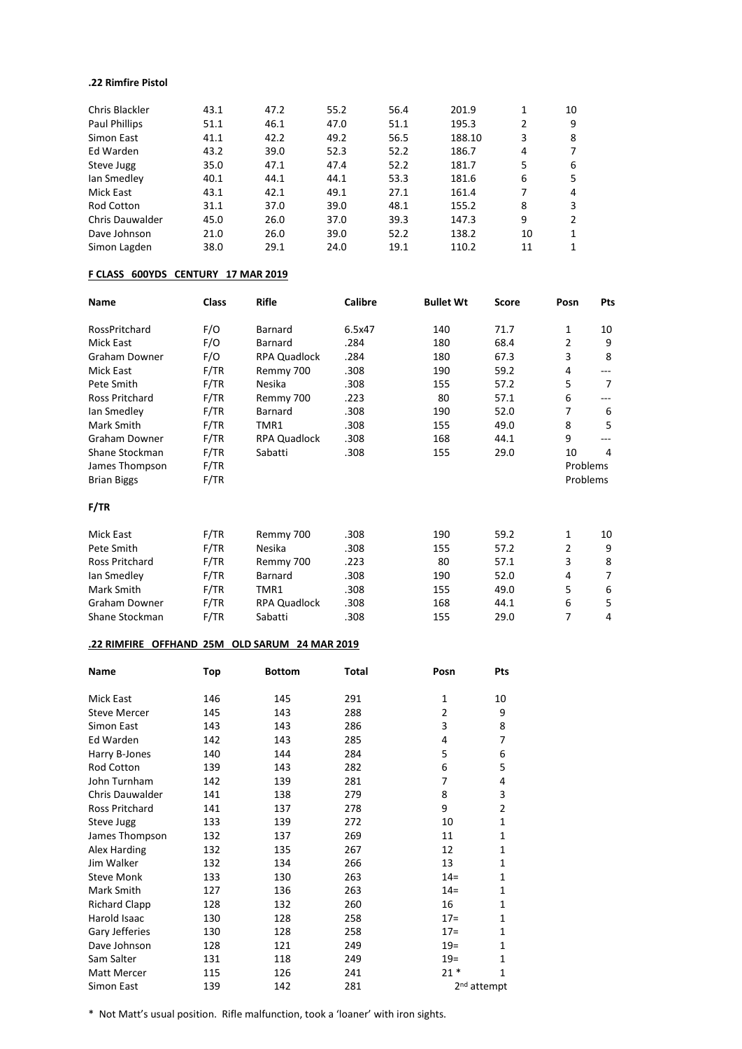**.22 Rimfire Pistol**

| | | | | | | | |
|---|---|---|---|---|---|---|---|
| Chris Blackler | 43.1 | 47.2 | 55.2 | 56.4 | 201.9 | 1 | 10 |
| Paul Phillips | 51.1 | 46.1 | 47.0 | 51.1 | 195.3 | 2 | 9 |
| Simon East | 41.1 | 42.2 | 49.2 | 56.5 | 188.10 | 3 | 8 |
| Ed Warden | 43.2 | 39.0 | 52.3 | 52.2 | 186.7 | 4 | 7 |
| Steve Jugg | 35.0 | 47.1 | 47.4 | 52.2 | 181.7 | 5 | 6 |
| Ian Smedley | 40.1 | 44.1 | 44.1 | 53.3 | 181.6 | 6 | 5 |
| Mick East | 43.1 | 42.1 | 49.1 | 27.1 | 161.4 | 7 | 4 |
| Rod Cotton | 31.1 | 37.0 | 39.0 | 48.1 | 155.2 | 8 | 3 |
| Chris Dauwalder | 45.0 | 26.0 | 37.0 | 39.3 | 147.3 | 9 | 2 |
| Dave Johnson | 21.0 | 26.0 | 39.0 | 52.2 | 138.2 | 10 | 1 |
| Simon Lagden | 38.0 | 29.1 | 24.0 | 19.1 | 110.2 | 11 | 1 |

**F CLASS 600YDS CENTURY 17 MAR 2019**

| Name | Class | Rifle | Calibre | Bullet Wt | Score | Posn | Pts |
|---|---|---|---|---|---|---|---|
| RossPritchard | F/O | Barnard | 6.5x47 | 140 | 71.7 | 1 | 10 |
| Mick East | F/O | Barnard | .284 | 180 | 68.4 | 2 | 9 |
| Graham Downer | F/O | RPA Quadlock | .284 | 180 | 67.3 | 3 | 8 |
| Mick East | F/TR | Remmy 700 | .308 | 190 | 59.2 | 4 | --- |
| Pete Smith | F/TR | Nesika | .308 | 155 | 57.2 | 5 | 7 |
| Ross Pritchard | F/TR | Remmy 700 | .223 | 80 | 57.1 | 6 | --- |
| Ian Smedley | F/TR | Barnard | .308 | 190 | 52.0 | 7 | 6 |
| Mark Smith | F/TR | TMR1 | .308 | 155 | 49.0 | 8 | 5 |
| Graham Downer | F/TR | RPA Quadlock | .308 | 168 | 44.1 | 9 | --- |
| Shane Stockman | F/TR | Sabatti | .308 | 155 | 29.0 | 10 | 4 |
| James Thompson | F/TR | | | | | Problems | |
| Brian Biggs | F/TR | | | | | Problems | |

**F/TR**

| | | | | | | | |
|---|---|---|---|---|---|---|---|
| Mick East | F/TR | Remmy 700 | .308 | 190 | 59.2 | 1 | 10 |
| Pete Smith | F/TR | Nesika | .308 | 155 | 57.2 | 2 | 9 |
| Ross Pritchard | F/TR | Remmy 700 | .223 | 80 | 57.1 | 3 | 8 |
| Ian Smedley | F/TR | Barnard | .308 | 190 | 52.0 | 4 | 7 |
| Mark Smith | F/TR | TMR1 | .308 | 155 | 49.0 | 5 | 6 |
| Graham Downer | F/TR | RPA Quadlock | .308 | 168 | 44.1 | 6 | 5 |
| Shane Stockman | F/TR | Sabatti | .308 | 155 | 29.0 | 7 | 4 |

**.22 RIMFIRE OFFHAND 25M OLD SARUM 24 MAR 2019**

| Name | Top | Bottom | Total | Posn | Pts |
|---|---|---|---|---|---|
| Mick East | 146 | 145 | 291 | 1 | 10 |
| Steve Mercer | 145 | 143 | 288 | 2 | 9 |
| Simon East | 143 | 143 | 286 | 3 | 8 |
| Ed Warden | 142 | 143 | 285 | 4 | 7 |
| Harry B-Jones | 140 | 144 | 284 | 5 | 6 |
| Rod Cotton | 139 | 143 | 282 | 6 | 5 |
| John Turnham | 142 | 139 | 281 | 7 | 4 |
| Chris Dauwalder | 141 | 138 | 279 | 8 | 3 |
| Ross Pritchard | 141 | 137 | 278 | 9 | 2 |
| Steve Jugg | 133 | 139 | 272 | 10 | 1 |
| James Thompson | 132 | 137 | 269 | 11 | 1 |
| Alex Harding | 132 | 135 | 267 | 12 | 1 |
| Jim Walker | 132 | 134 | 266 | 13 | 1 |
| Steve Monk | 133 | 130 | 263 | 14= | 1 |
| Mark Smith | 127 | 136 | 263 | 14= | 1 |
| Richard Clapp | 128 | 132 | 260 | 16 | 1 |
| Harold Isaac | 130 | 128 | 258 | 17= | 1 |
| Gary Jefferies | 130 | 128 | 258 | 17= | 1 |
| Dave Johnson | 128 | 121 | 249 | 19= | 1 |
| Sam Salter | 131 | 118 | 249 | 19= | 1 |
| Matt Mercer | 115 | 126 | 241 | 21 * | 1 |
| Simon East | 139 | 142 | 281 | 2nd attempt | |

\* Not Matt's usual position. Rifle malfunction, took a 'loaner' with iron sights.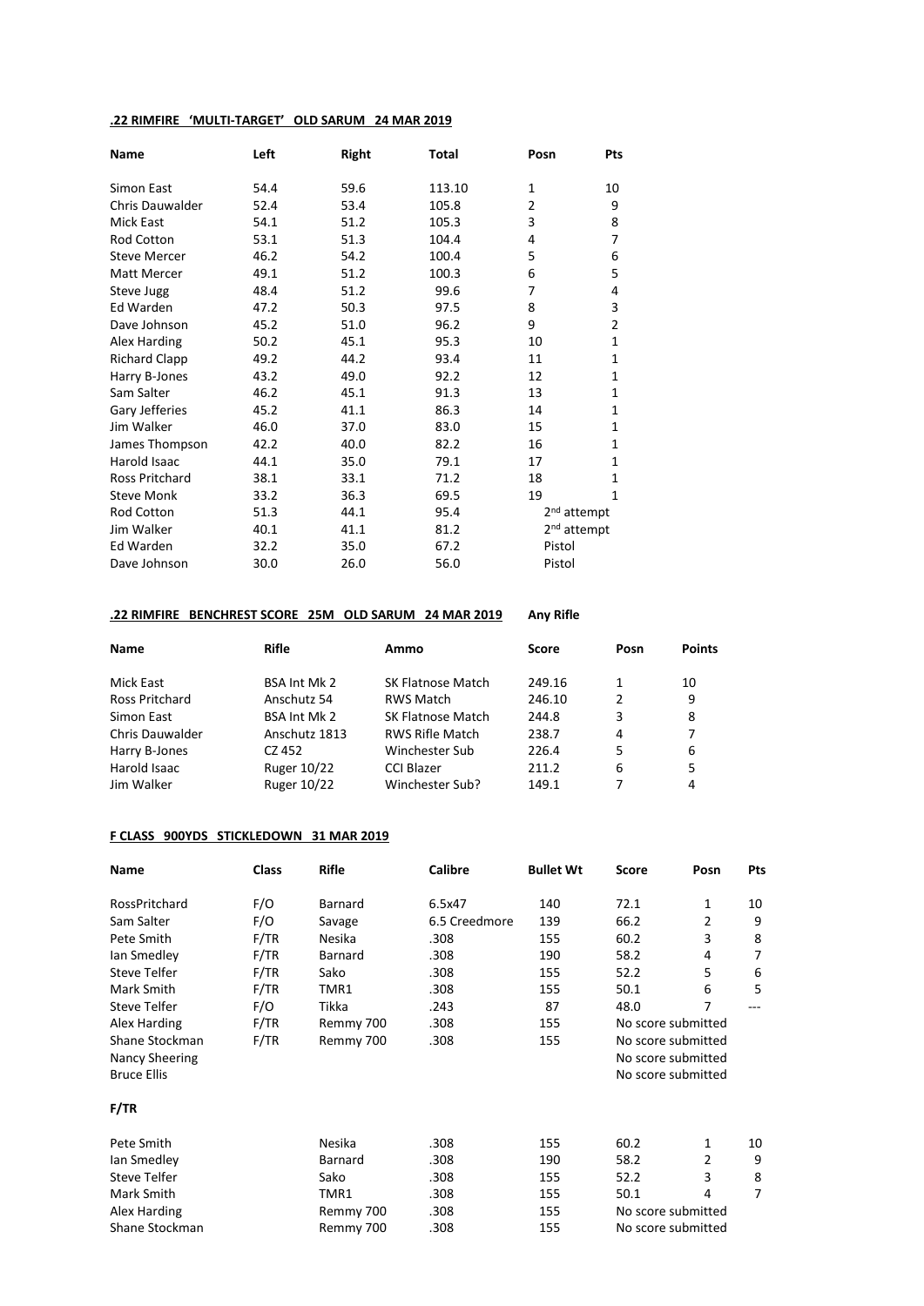**.22 RIMFIRE 'MULTI-TARGET' OLD SARUM 24 MAR 2019**

| Name | Left | Right | Total | Posn | Pts |
|---|---|---|---|---|---|
| Simon East | 54.4 | 59.6 | 113.10 | 1 | 10 |
| Chris Dauwalder | 52.4 | 53.4 | 105.8 | 2 | 9 |
| Mick East | 54.1 | 51.2 | 105.3 | 3 | 8 |
| Rod Cotton | 53.1 | 51.3 | 104.4 | 4 | 7 |
| Steve Mercer | 46.2 | 54.2 | 100.4 | 5 | 6 |
| Matt Mercer | 49.1 | 51.2 | 100.3 | 6 | 5 |
| Steve Jugg | 48.4 | 51.2 | 99.6 | 7 | 4 |
| Ed Warden | 47.2 | 50.3 | 97.5 | 8 | 3 |
| Dave Johnson | 45.2 | 51.0 | 96.2 | 9 | 2 |
| Alex Harding | 50.2 | 45.1 | 95.3 | 10 | 1 |
| Richard Clapp | 49.2 | 44.2 | 93.4 | 11 | 1 |
| Harry B-Jones | 43.2 | 49.0 | 92.2 | 12 | 1 |
| Sam Salter | 46.2 | 45.1 | 91.3 | 13 | 1 |
| Gary Jefferies | 45.2 | 41.1 | 86.3 | 14 | 1 |
| Jim Walker | 46.0 | 37.0 | 83.0 | 15 | 1 |
| James Thompson | 42.2 | 40.0 | 82.2 | 16 | 1 |
| Harold Isaac | 44.1 | 35.0 | 79.1 | 17 | 1 |
| Ross Pritchard | 38.1 | 33.1 | 71.2 | 18 | 1 |
| Steve Monk | 33.2 | 36.3 | 69.5 | 19 | 1 |
| Rod Cotton | 51.3 | 44.1 | 95.4 | 2nd attempt | |
| Jim Walker | 40.1 | 41.1 | 81.2 | 2nd attempt | |
| Ed Warden | 32.2 | 35.0 | 67.2 | Pistol | |
| Dave Johnson | 30.0 | 26.0 | 56.0 | Pistol | |

**.22 RIMFIRE BENCHREST SCORE 25M OLD SARUM 24 MAR 2019** **Any Rifle**

| Name | Rifle | Ammo | Score | Posn | Points |
|---|---|---|---|---|---|
| Mick East | BSA Int Mk 2 | SK Flatnose Match | 249.16 | 1 | 10 |
| Ross Pritchard | Anschutz 54 | RWS Match | 246.10 | 2 | 9 |
| Simon East | BSA Int Mk 2 | SK Flatnose Match | 244.8 | 3 | 8 |
| Chris Dauwalder | Anschutz 1813 | RWS Rifle Match | 238.7 | 4 | 7 |
| Harry B-Jones | CZ 452 | Winchester Sub | 226.4 | 5 | 6 |
| Harold Isaac | Ruger 10/22 | CCI Blazer | 211.2 | 6 | 5 |
| Jim Walker | Ruger 10/22 | Winchester Sub? | 149.1 | 7 | 4 |

**F CLASS 900YDS STICKLEDOWN 31 MAR 2019**

| Name | Class | Rifle | Calibre | Bullet Wt | Score | Posn | Pts |
|---|---|---|---|---|---|---|---|
| RossPritchard | F/O | Barnard | 6.5x47 | 140 | 72.1 | 1 | 10 |
| Sam Salter | F/O | Savage | 6.5 Creedmore | 139 | 66.2 | 2 | 9 |
| Pete Smith | F/TR | Nesika | .308 | 155 | 60.2 | 3 | 8 |
| Ian Smedley | F/TR | Barnard | .308 | 190 | 58.2 | 4 | 7 |
| Steve Telfer | F/TR | Sako | .308 | 155 | 52.2 | 5 | 6 |
| Mark Smith | F/TR | TMR1 | .308 | 155 | 50.1 | 6 | 5 |
| Steve Telfer | F/O | Tikka | .243 | 87 | 48.0 | 7 | --- |
| Alex Harding | F/TR | Remmy 700 | .308 | 155 | No score submitted | | |
| Shane Stockman | F/TR | Remmy 700 | .308 | 155 | No score submitted | | |
| Nancy Sheering | | | | | No score submitted | | |
| Bruce Ellis | | | | | No score submitted | | |

**F/TR**

| Name | Rifle | Calibre | Bullet Wt | Score | Posn | Pts |
|---|---|---|---|---|---|---|
| Pete Smith | Nesika | .308 | 155 | 60.2 | 1 | 10 |
| Ian Smedley | Barnard | .308 | 190 | 58.2 | 2 | 9 |
| Steve Telfer | Sako | .308 | 155 | 52.2 | 3 | 8 |
| Mark Smith | TMR1 | .308 | 155 | 50.1 | 4 | 7 |
| Alex Harding | Remmy 700 | .308 | 155 | No score submitted | | |
| Shane Stockman | Remmy 700 | .308 | 155 | No score submitted | | |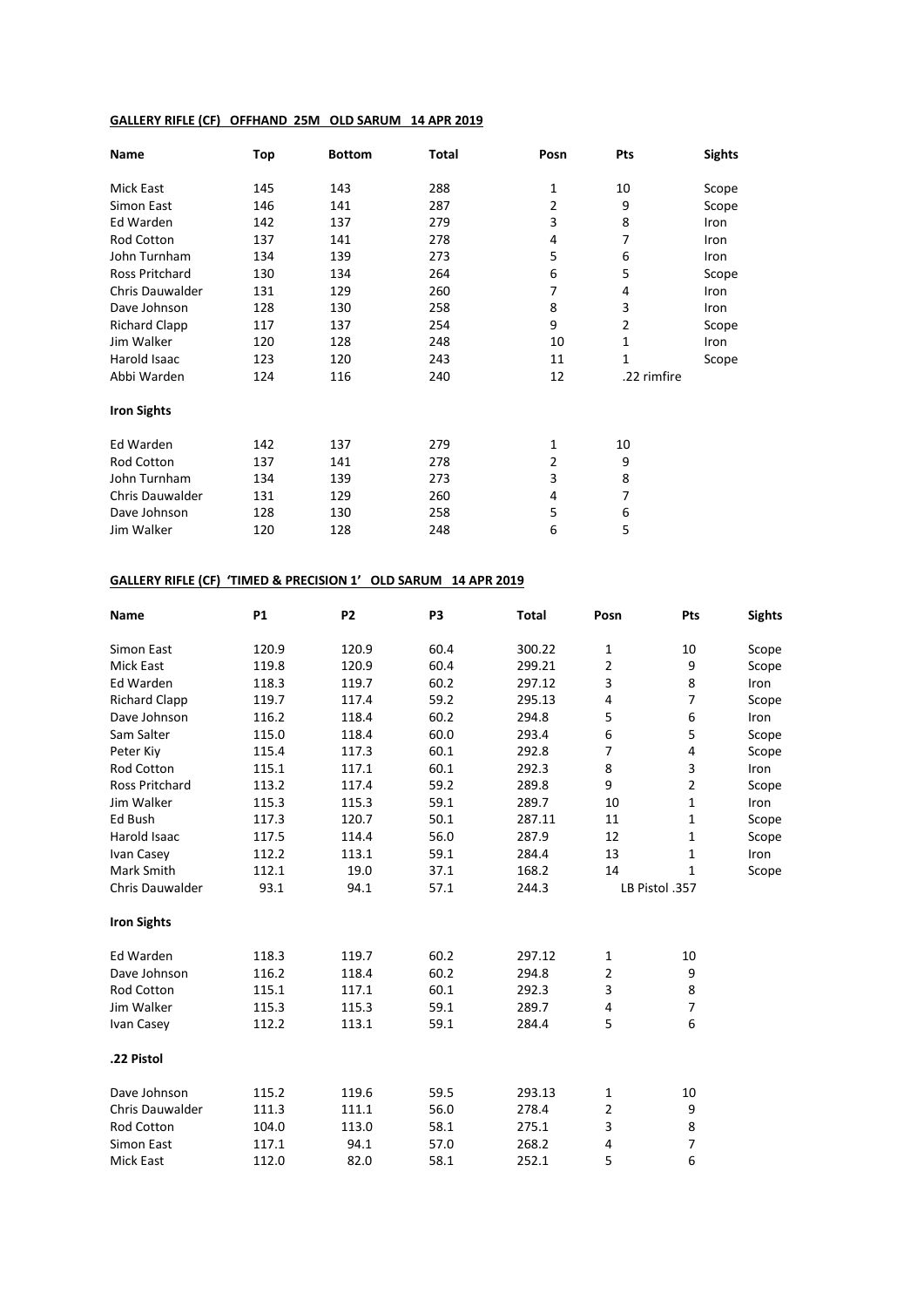**GALLERY RIFLE (CF) OFFHAND 25M OLD SARUM 14 APR 2019**

| Name | Top | Bottom | Total | Posn | Pts | Sights |
|---|---|---|---|---|---|---|
| Mick East | 145 | 143 | 288 | 1 | 10 | Scope |
| Simon East | 146 | 141 | 287 | 2 | 9 | Scope |
| Ed Warden | 142 | 137 | 279 | 3 | 8 | Iron |
| Rod Cotton | 137 | 141 | 278 | 4 | 7 | Iron |
| John Turnham | 134 | 139 | 273 | 5 | 6 | Iron |
| Ross Pritchard | 130 | 134 | 264 | 6 | 5 | Scope |
| Chris Dauwalder | 131 | 129 | 260 | 7 | 4 | Iron |
| Dave Johnson | 128 | 130 | 258 | 8 | 3 | Iron |
| Richard Clapp | 117 | 137 | 254 | 9 | 2 | Scope |
| Jim Walker | 120 | 128 | 248 | 10 | 1 | Iron |
| Harold Isaac | 123 | 120 | 243 | 11 | 1 | Scope |
| Abbi Warden | 124 | 116 | 240 | 12 | .22 rimfire | |
| **Iron Sights** | | | | | | |
| Ed Warden | 142 | 137 | 279 | 1 | 10 | |
| Rod Cotton | 137 | 141 | 278 | 2 | 9 | |
| John Turnham | 134 | 139 | 273 | 3 | 8 | |
| Chris Dauwalder | 131 | 129 | 260 | 4 | 7 | |
| Dave Johnson | 128 | 130 | 258 | 5 | 6 | |
| Jim Walker | 120 | 128 | 248 | 6 | 5 | |

**GALLERY RIFLE (CF) 'TIMED & PRECISION 1' OLD SARUM 14 APR 2019**

| Name | P1 | P2 | P3 | Total | Posn | Pts | Sights |
|---|---|---|---|---|---|---|---|
| Simon East | 120.9 | 120.9 | 60.4 | 300.22 | 1 | 10 | Scope |
| Mick East | 119.8 | 120.9 | 60.4 | 299.21 | 2 | 9 | Scope |
| Ed Warden | 118.3 | 119.7 | 60.2 | 297.12 | 3 | 8 | Iron |
| Richard Clapp | 119.7 | 117.4 | 59.2 | 295.13 | 4 | 7 | Scope |
| Dave Johnson | 116.2 | 118.4 | 60.2 | 294.8 | 5 | 6 | Iron |
| Sam Salter | 115.0 | 118.4 | 60.0 | 293.4 | 6 | 5 | Scope |
| Peter Kiy | 115.4 | 117.3 | 60.1 | 292.8 | 7 | 4 | Scope |
| Rod Cotton | 115.1 | 117.1 | 60.1 | 292.3 | 8 | 3 | Iron |
| Ross Pritchard | 113.2 | 117.4 | 59.2 | 289.8 | 9 | 2 | Scope |
| Jim Walker | 115.3 | 115.3 | 59.1 | 289.7 | 10 | 1 | Iron |
| Ed Bush | 117.3 | 120.7 | 50.1 | 287.11 | 11 | 1 | Scope |
| Harold Isaac | 117.5 | 114.4 | 56.0 | 287.9 | 12 | 1 | Scope |
| Ivan Casey | 112.2 | 113.1 | 59.1 | 284.4 | 13 | 1 | Iron |
| Mark Smith | 112.1 | 19.0 | 37.1 | 168.2 | 14 | 1 | Scope |
| Chris Dauwalder | 93.1 | 94.1 | 57.1 | 244.3 | LB Pistol .357 | | |
| **Iron Sights** | | | | | | | |
| Ed Warden | 118.3 | 119.7 | 60.2 | 297.12 | 1 | 10 | |
| Dave Johnson | 116.2 | 118.4 | 60.2 | 294.8 | 2 | 9 | |
| Rod Cotton | 115.1 | 117.1 | 60.1 | 292.3 | 3 | 8 | |
| Jim Walker | 115.3 | 115.3 | 59.1 | 289.7 | 4 | 7 | |
| Ivan Casey | 112.2 | 113.1 | 59.1 | 284.4 | 5 | 6 | |
| **.22 Pistol** | | | | | | | |
| Dave Johnson | 115.2 | 119.6 | 59.5 | 293.13 | 1 | 10 | |
| Chris Dauwalder | 111.3 | 111.1 | 56.0 | 278.4 | 2 | 9 | |
| Rod Cotton | 104.0 | 113.0 | 58.1 | 275.1 | 3 | 8 | |
| Simon East | 117.1 | 94.1 | 57.0 | 268.2 | 4 | 7 | |
| Mick East | 112.0 | 82.0 | 58.1 | 252.1 | 5 | 6 | |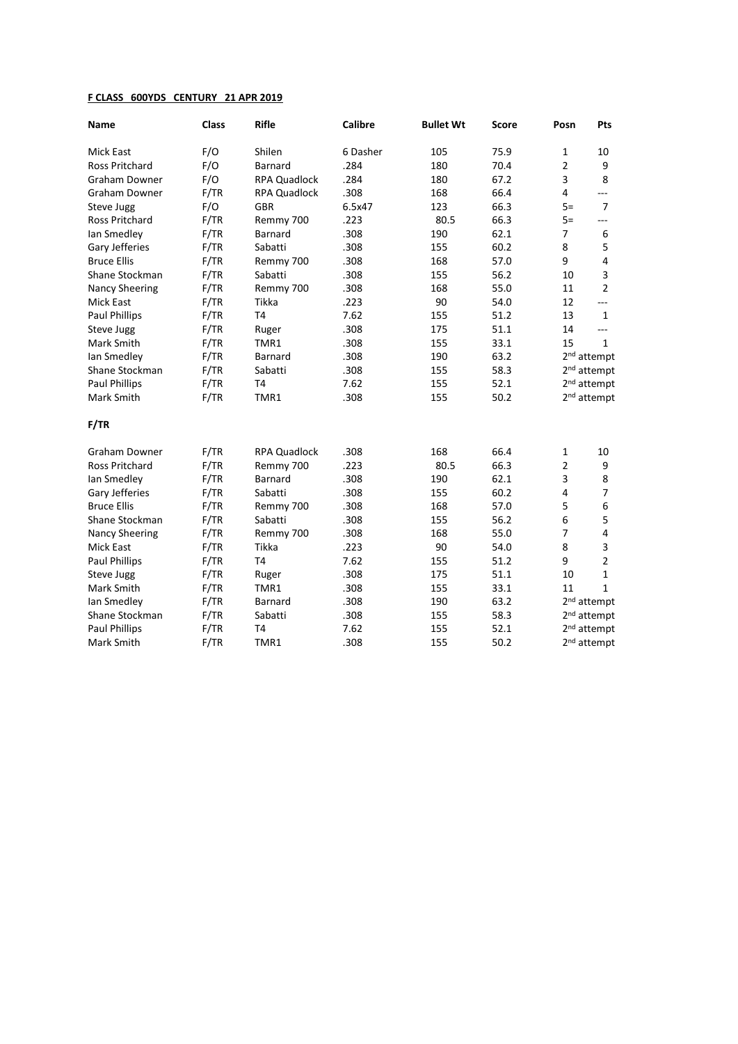**F CLASS 600YDS CENTURY 21 APR 2019**

| Name | Class | Rifle | Calibre | Bullet Wt | Score | Posn | Pts |
|---|---|---|---|---|---|---|---|
| Mick East | F/O | Shilen | 6 Dasher | 105 | 75.9 | 1 | 10 |
| Ross Pritchard | F/O | Barnard | .284 | 180 | 70.4 | 2 | 9 |
| Graham Downer | F/O | RPA Quadlock | .284 | 180 | 67.2 | 3 | 8 |
| Graham Downer | F/TR | RPA Quadlock | .308 | 168 | 66.4 | 4 | --- |
| Steve Jugg | F/O | GBR | 6.5x47 | 123 | 66.3 | 5= | 7 |
| Ross Pritchard | F/TR | Remmy 700 | .223 | 80.5 | 66.3 | 5= | --- |
| Ian Smedley | F/TR | Barnard | .308 | 190 | 62.1 | 7 | 6 |
| Gary Jefferies | F/TR | Sabatti | .308 | 155 | 60.2 | 8 | 5 |
| Bruce Ellis | F/TR | Remmy 700 | .308 | 168 | 57.0 | 9 | 4 |
| Shane Stockman | F/TR | Sabatti | .308 | 155 | 56.2 | 10 | 3 |
| Nancy Sheering | F/TR | Remmy 700 | .308 | 168 | 55.0 | 11 | 2 |
| Mick East | F/TR | Tikka | .223 | 90 | 54.0 | 12 | --- |
| Paul Phillips | F/TR | T4 | 7.62 | 155 | 51.2 | 13 | 1 |
| Steve Jugg | F/TR | Ruger | .308 | 175 | 51.1 | 14 | --- |
| Mark Smith | F/TR | TMR1 | .308 | 155 | 33.1 | 15 | 1 |
| Ian Smedley | F/TR | Barnard | .308 | 190 | 63.2 | 2nd attempt | |
| Shane Stockman | F/TR | Sabatti | .308 | 155 | 58.3 | 2nd attempt | |
| Paul Phillips | F/TR | T4 | 7.62 | 155 | 52.1 | 2nd attempt | |
| Mark Smith | F/TR | TMR1 | .308 | 155 | 50.2 | 2nd attempt | |

**F/TR**

| Name | Class | Rifle | Calibre | Bullet Wt | Score | Posn | Pts |
|---|---|---|---|---|---|---|---|
| Graham Downer | F/TR | RPA Quadlock | .308 | 168 | 66.4 | 1 | 10 |
| Ross Pritchard | F/TR | Remmy 700 | .223 | 80.5 | 66.3 | 2 | 9 |
| Ian Smedley | F/TR | Barnard | .308 | 190 | 62.1 | 3 | 8 |
| Gary Jefferies | F/TR | Sabatti | .308 | 155 | 60.2 | 4 | 7 |
| Bruce Ellis | F/TR | Remmy 700 | .308 | 168 | 57.0 | 5 | 6 |
| Shane Stockman | F/TR | Sabatti | .308 | 155 | 56.2 | 6 | 5 |
| Nancy Sheering | F/TR | Remmy 700 | .308 | 168 | 55.0 | 7 | 4 |
| Mick East | F/TR | Tikka | .223 | 90 | 54.0 | 8 | 3 |
| Paul Phillips | F/TR | T4 | 7.62 | 155 | 51.2 | 9 | 2 |
| Steve Jugg | F/TR | Ruger | .308 | 175 | 51.1 | 10 | 1 |
| Mark Smith | F/TR | TMR1 | .308 | 155 | 33.1 | 11 | 1 |
| Ian Smedley | F/TR | Barnard | .308 | 190 | 63.2 | 2nd attempt | |
| Shane Stockman | F/TR | Sabatti | .308 | 155 | 58.3 | 2nd attempt | |
| Paul Phillips | F/TR | T4 | 7.62 | 155 | 52.1 | 2nd attempt | |
| Mark Smith | F/TR | TMR1 | .308 | 155 | 50.2 | 2nd attempt | |